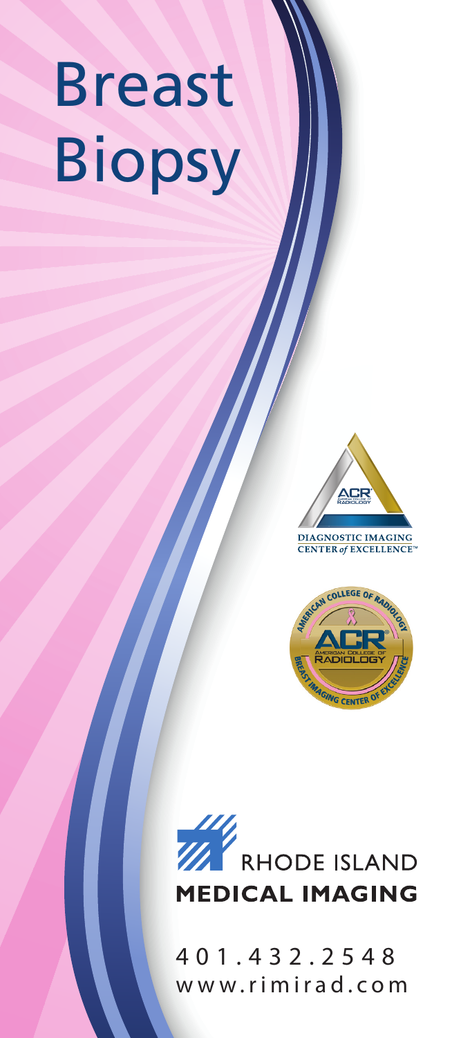# Breast Biopsy

DIAGNOSTIC IMAGING CENTER *of* EXCELLENCE™

AMERICAN COLLEGE OF RADIOLOGY

BREAST IMAGING CENTER OF EXCELLENCE

RHODE ISLAND

**MEDICAL IMAGING**

401.432.2548

www.rimirad.com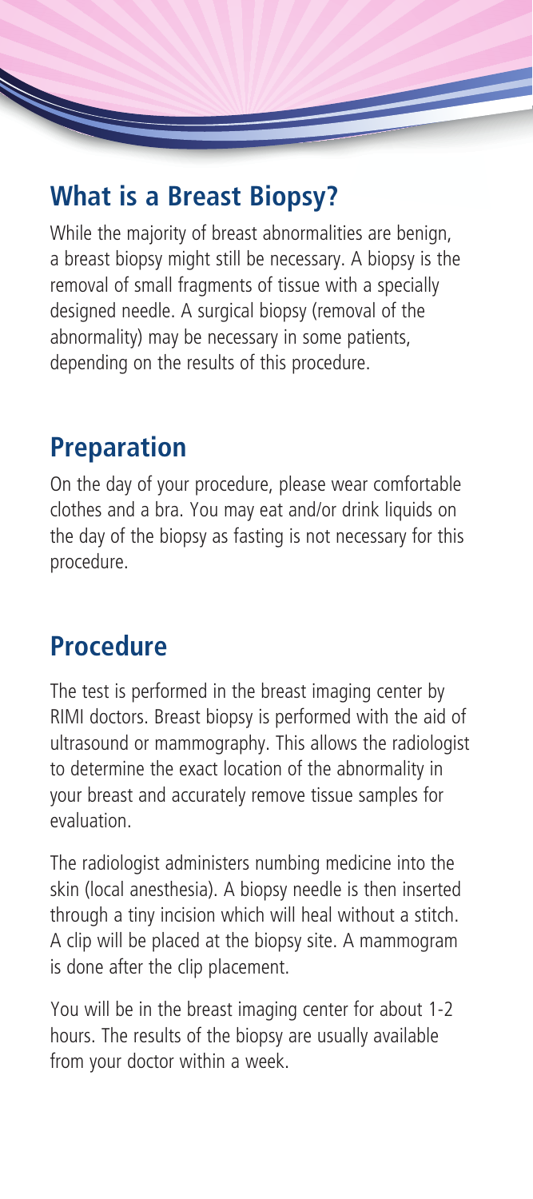## What is a Breast Biopsy?

While the majority of breast abnormalities are benign, a breast biopsy might still be necessary. A biopsy is the removal of small fragments of tissue with a specially designed needle. A surgical biopsy (removal of the abnormality) may be necessary in some patients, depending on the results of this procedure.

## Preparation

On the day of your procedure, please wear comfortable clothes and a bra. You may eat and/or drink liquids on the day of the biopsy as fasting is not necessary for this procedure.

## Procedure

The test is performed in the breast imaging center by RIMI doctors. Breast biopsy is performed with the aid of ultrasound or mammography. This allows the radiologist to determine the exact location of the abnormality in your breast and accurately remove tissue samples for evaluation.

The radiologist administers numbing medicine into the skin (local anesthesia). A biopsy needle is then inserted through a tiny incision which will heal without a stitch. A clip will be placed at the biopsy site. A mammogram is done after the clip placement.

You will be in the breast imaging center for about 1-2 hours. The results of the biopsy are usually available from your doctor within a week.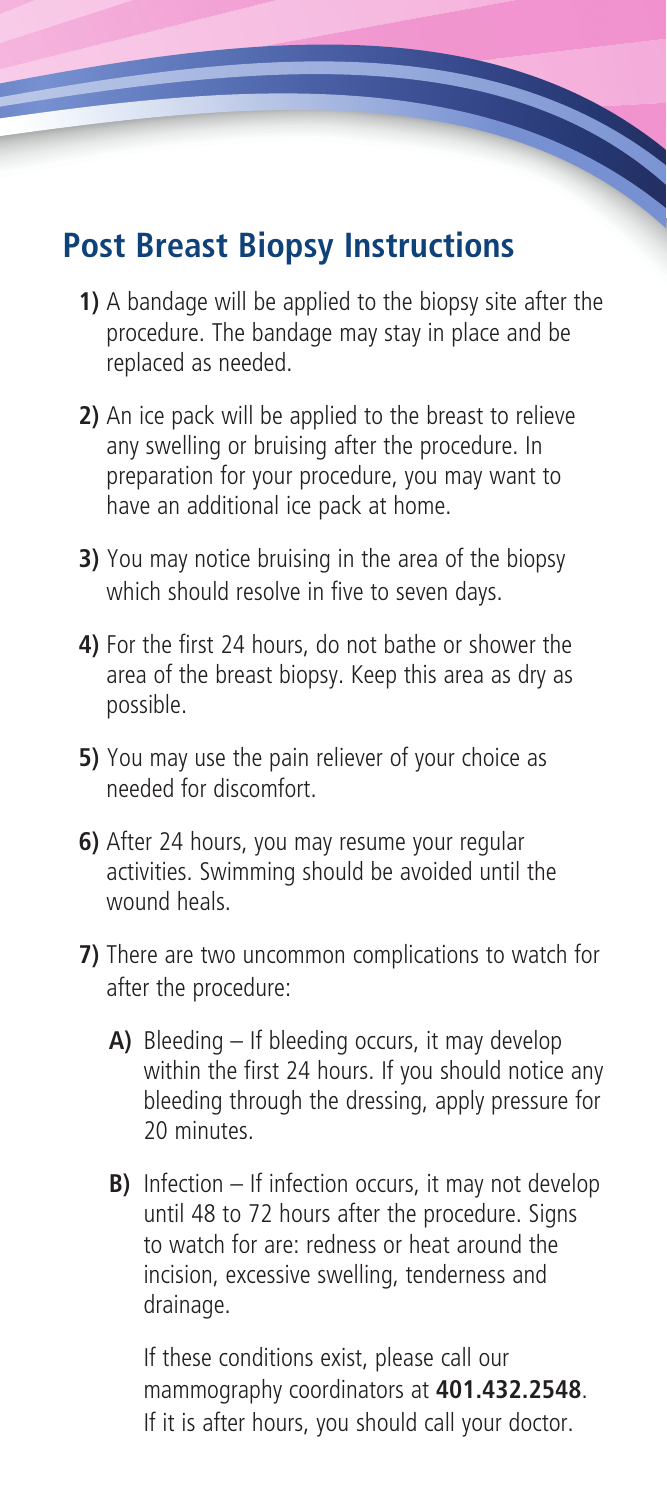## Post Breast Biopsy Instructions

**1)** A bandage will be applied to the biopsy site after the procedure. The bandage may stay in place and be replaced as needed.

**2)** An ice pack will be applied to the breast to relieve any swelling or bruising after the procedure. In preparation for your procedure, you may want to have an additional ice pack at home.

**3)** You may notice bruising in the area of the biopsy which should resolve in five to seven days.

**4)** For the first 24 hours, do not bathe or shower the area of the breast biopsy. Keep this area as dry as possible.

**5)** You may use the pain reliever of your choice as needed for discomfort.

**6)** After 24 hours, you may resume your regular activities. Swimming should be avoided until the wound heals.

**7)** There are two uncommon complications to watch for after the procedure:

**A)** Bleeding – If bleeding occurs, it may develop within the first 24 hours. If you should notice any bleeding through the dressing, apply pressure for 20 minutes.

**B)** Infection – If infection occurs, it may not develop until 48 to 72 hours after the procedure. Signs to watch for are: redness or heat around the incision, excessive swelling, tenderness and drainage.

If these conditions exist, please call our mammography coordinators at **401.432.2548**. If it is after hours, you should call your doctor.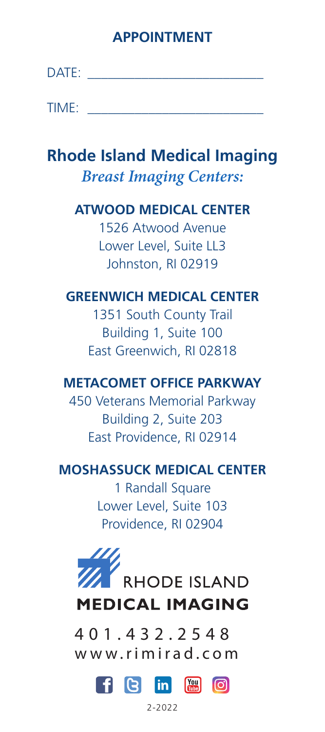## APPOINTMENT

DATE: ____________________________

TIME: ____________________________

# Rhode Island Medical Imaging

***Breast Imaging Centers:***

**ATWOOD MEDICAL CENTER**

1526 Atwood Avenue
Lower Level, Suite LL3
Johnston, RI 02919

**GREENWICH MEDICAL CENTER**

1351 South County Trail
Building 1, Suite 100
East Greenwich, RI 02818

**METACOMET OFFICE PARKWAY**

450 Veterans Memorial Parkway
Building 2, Suite 203
East Providence, RI 02914

**MOSHASSUCK MEDICAL CENTER**

1 Randall Square
Lower Level, Suite 103
Providence, RI 02904

RHODE ISLAND
**MEDICAL IMAGING**

401.432.2548
www.rimirad.com

2-2022